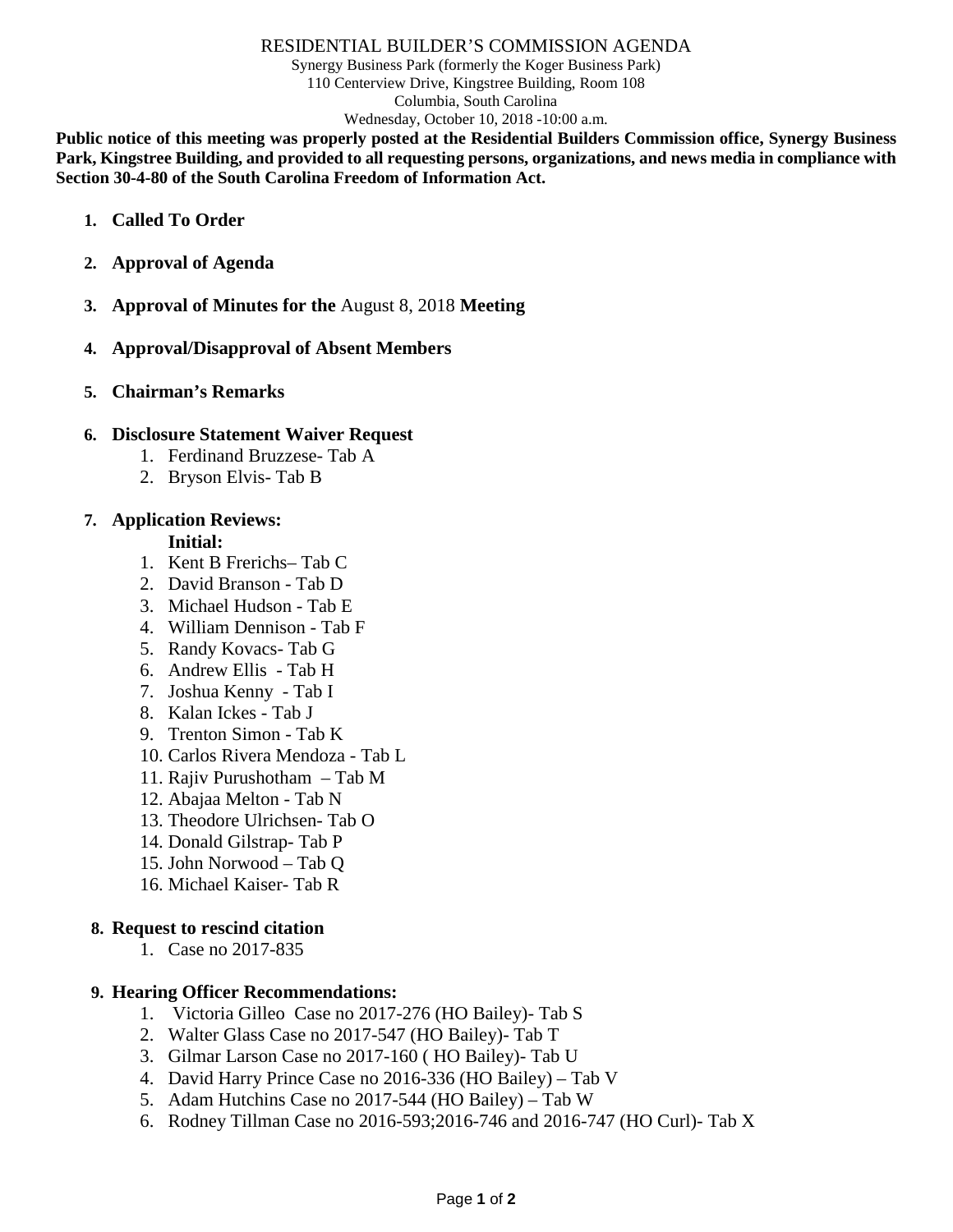# RESIDENTIAL BUILDER'S COMMISSION AGENDA

Synergy Business Park (formerly the Koger Business Park)
110 Centerview Drive, Kingstree Building, Room 108
Columbia, South Carolina
Wednesday, October 10, 2018 -10:00 a.m.

**Public notice of this meeting was properly posted at the Residential Builders Commission office, Synergy Business Park, Kingstree Building, and provided to all requesting persons, organizations, and news media in compliance with Section 30-4-80 of the South Carolina Freedom of Information Act.**

1. **Called To Order**

2. **Approval of Agenda**

3. **Approval of Minutes for the** August 8, 2018 **Meeting**

4. **Approval/Disapproval of Absent Members**

5. **Chairman's Remarks**

6. **Disclosure Statement Waiver Request**
   1. Ferdinand Bruzzese- Tab A
   2. Bryson Elvis- Tab B

7. **Application Reviews:**

   **Initial:**
   1. Kent B Frerichs– Tab C
   2. David Branson - Tab D
   3. Michael Hudson - Tab E
   4. William Dennison - Tab F
   5. Randy Kovacs- Tab G
   6. Andrew Ellis - Tab H
   7. Joshua Kenny - Tab I
   8. Kalan Ickes - Tab J
   9. Trenton Simon - Tab K
   10. Carlos Rivera Mendoza - Tab L
   11. Rajiv Purushotham – Tab M
   12. Abajaa Melton - Tab N
   13. Theodore Ulrichsen- Tab O
   14. Donald Gilstrap- Tab P
   15. John Norwood – Tab Q
   16. Michael Kaiser- Tab R

8. **Request to rescind citation**
   1. Case no 2017-835

9. **Hearing Officer Recommendations:**
   1. Victoria Gilleo Case no 2017-276 (HO Bailey)- Tab S
   2. Walter Glass Case no 2017-547 (HO Bailey)- Tab T
   3. Gilmar Larson Case no 2017-160 ( HO Bailey)- Tab U
   4. David Harry Prince Case no 2016-336 (HO Bailey) – Tab V
   5. Adam Hutchins Case no 2017-544 (HO Bailey) – Tab W
   6. Rodney Tillman Case no 2016-593;2016-746 and 2016-747 (HO Curl)- Tab X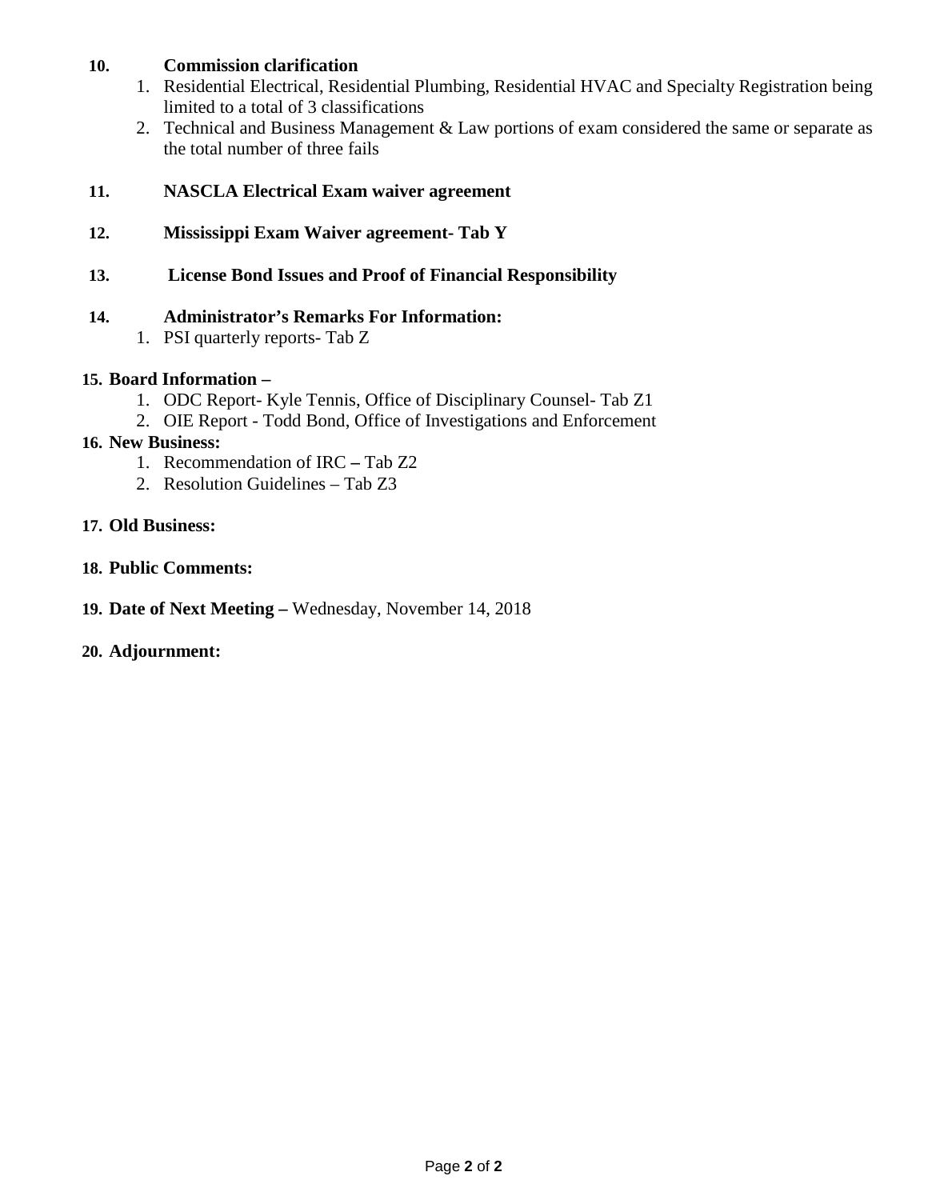**10. Commission clarification**

1. Residential Electrical, Residential Plumbing, Residential HVAC and Specialty Registration being limited to a total of 3 classifications
2. Technical and Business Management & Law portions of exam considered the same or separate as the total number of three fails

**11. NASCLA Electrical Exam waiver agreement**

**12. Mississippi Exam Waiver agreement- Tab Y**

**13. License Bond Issues and Proof of Financial Responsibility**

**14. Administrator's Remarks For Information:**

1. PSI quarterly reports- Tab Z

**15. Board Information –**

1. ODC Report- Kyle Tennis, Office of Disciplinary Counsel- Tab Z1
2. OIE Report - Todd Bond, Office of Investigations and Enforcement

**16. New Business:**

1. Recommendation of IRC **–** Tab Z2
2. Resolution Guidelines – Tab Z3

**17. Old Business:**

**18. Public Comments:**

**19. Date of Next Meeting –** Wednesday, November 14, 2018

**20. Adjournment:**